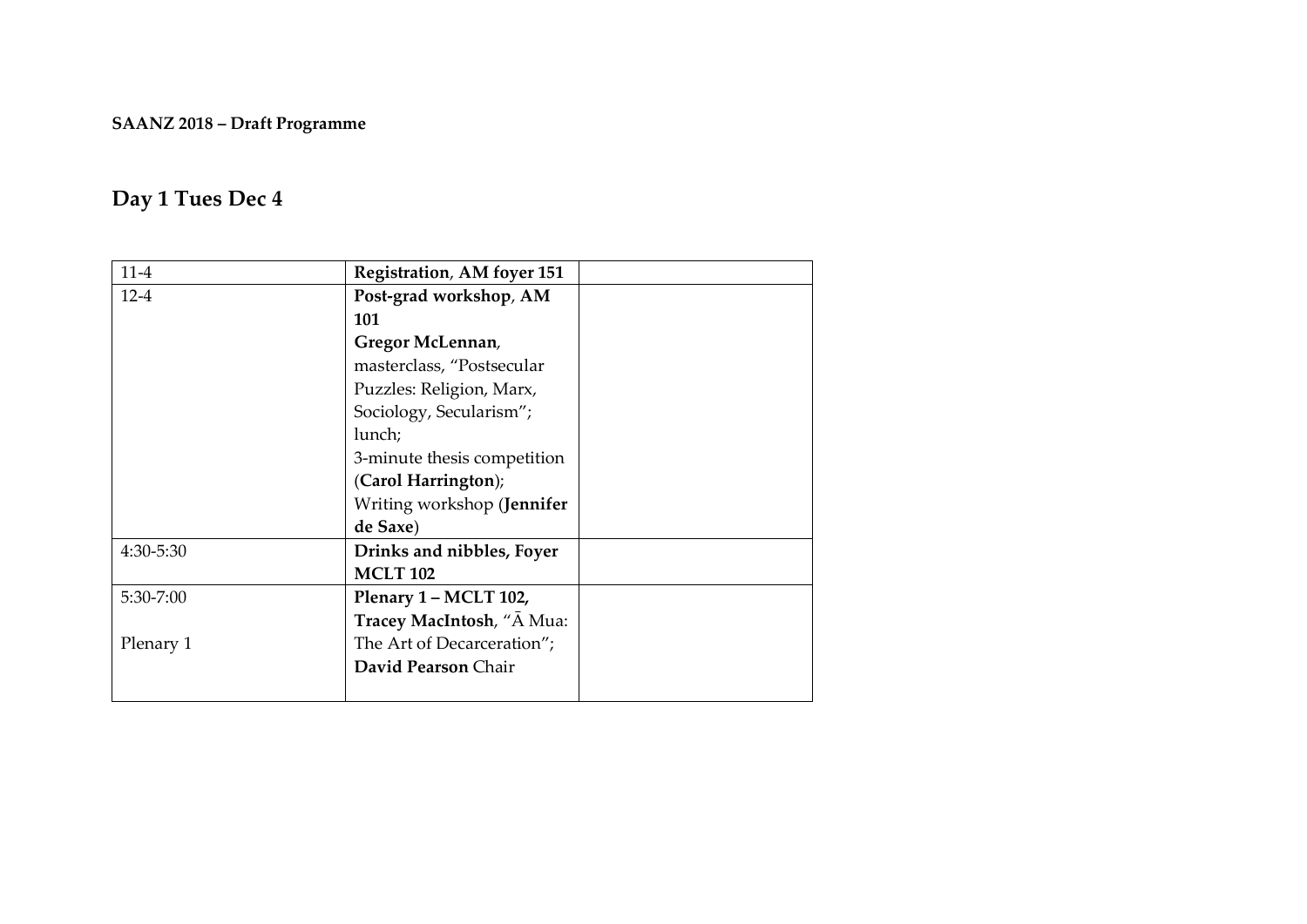**SAANZ 2018 – Draft Programme**

## Day 1 Tues Dec 4

| | | |
|---|---|---|
| 11-4 | **Registration**, **AM foyer 151** | |
| 12-4 | **Post-grad workshop**, **AM 101** **Gregor McLennan**, masterclass, "Postsecular Puzzles: Religion, Marx, Sociology, Secularism"; lunch; 3-minute thesis competition (**Carol Harrington**); Writing workshop (**Jennifer de Saxe**) | |
| 4:30-5:30 | **Drinks and nibbles, Foyer MCLT 102** | |
| 5:30-7:00<br><br>Plenary 1 | **Plenary 1 – MCLT 102, Tracey MacIntosh**, "Ā Mua: The Art of Decarceration"; **David Pearson** Chair | |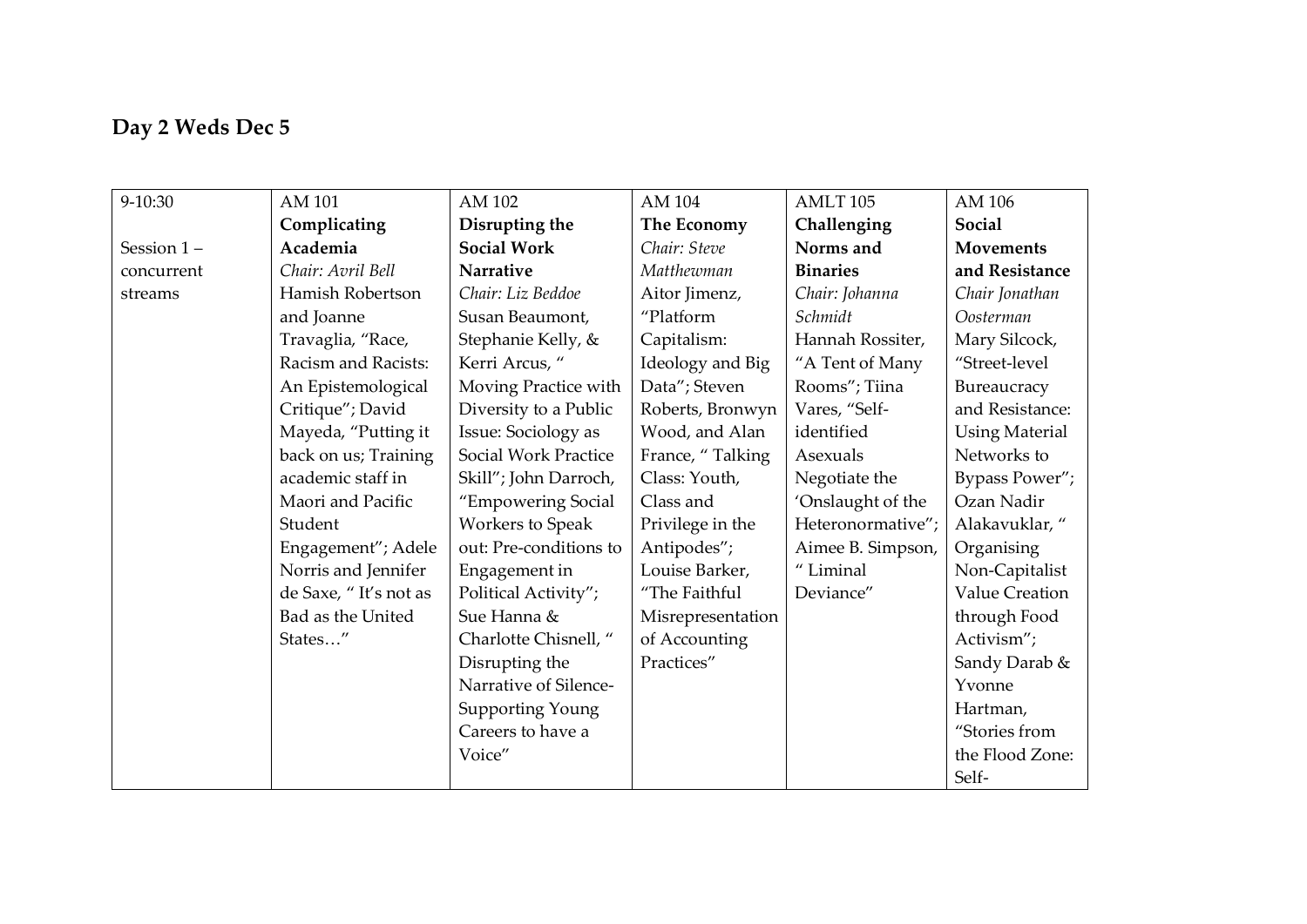## Day 2 Weds Dec 5

| 9-10:30<br><br>Session 1 – concurrent streams | AM 101<br>**Complicating Academia**<br>*Chair: Avril Bell*<br>Hamish Robertson and Joanne Travaglia, "Race, Racism and Racists: An Epistemological Critique"; David Mayeda, "Putting it back on us; Training academic staff in Maori and Pacific Student Engagement"; Adele Norris and Jennifer de Saxe, " It's not as Bad as the United States…" | AM 102<br>**Disrupting the Social Work Narrative**<br>*Chair: Liz Beddoe*<br>Susan Beaumont, Stephanie Kelly, & Kerri Arcus, " Moving Practice with Diversity to a Public Issue: Sociology as Social Work Practice Skill"; John Darroch, "Empowering Social Workers to Speak out: Pre-conditions to Engagement in Political Activity"; Sue Hanna & Charlotte Chisnell, " Disrupting the Narrative of Silence-Supporting Young Careers to have a Voice" | AM 104<br>**The Economy**<br>*Chair: Steve Matthewman*<br>Aitor Jimenz, "Platform Capitalism: Ideology and Big Data"; Steven Roberts, Bronwyn Wood, and Alan France, " Talking Class: Youth, Class and Privilege in the Antipodes"; Louise Barker, "The Faithful Misrepresentation of Accounting Practices" | AMLT 105<br>**Challenging Norms and Binaries**<br>*Chair: Johanna Schmidt*<br>Hannah Rossiter, "A Tent of Many Rooms"; Tiina Vares, "Self-identified Asexuals Negotiate the 'Onslaught of the Heteronormative"; Aimee B. Simpson, " Liminal Deviance" | AM 106<br>**Social Movements and Resistance**<br>*Chair Jonathan Oosterman*<br>Mary Silcock, "Street-level Bureaucracy and Resistance: Using Material Networks to Bypass Power"; Ozan Nadir Alakavuklar, " Organising Non-Capitalist Value Creation through Food Activism"; Sandy Darab & Yvonne Hartman, "Stories from the Flood Zone: Self- |
|---|---|---|---|---|---|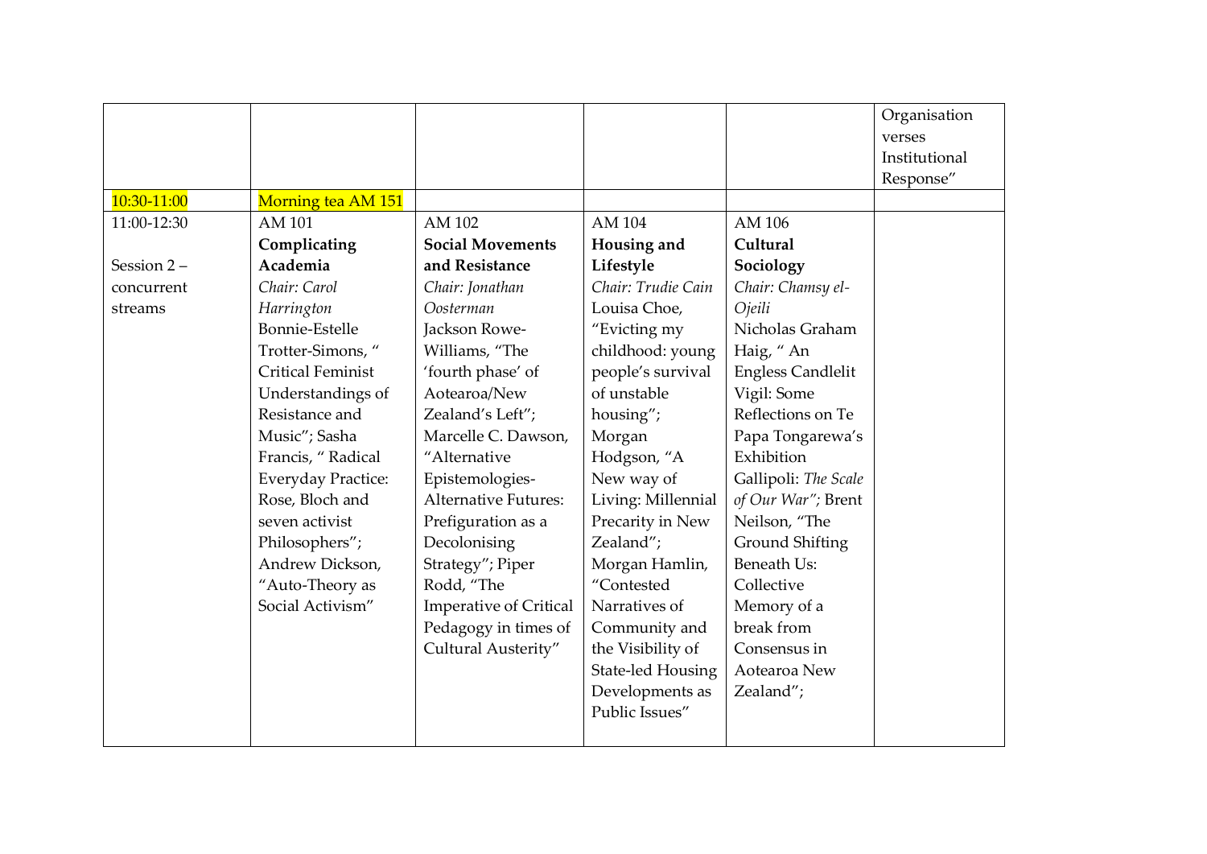| | | | | | |
|---|---|---|---|---|---|
| | | | | | Organisation verses Institutional Response" |
| 10:30-11:00 | Morning tea AM 151 | | | | |
| 11:00-12:30<br><br>Session 2 – concurrent streams | AM 101<br>**Complicating Academia**<br>*Chair: Carol Harrington*<br>Bonnie-Estelle Trotter-Simons, " Critical Feminist Understandings of Resistance and Music"; Sasha Francis, " Radical Everyday Practice: Rose, Bloch and seven activist Philosophers"; Andrew Dickson, "Auto-Theory as Social Activism" | AM 102<br>**Social Movements and Resistance**<br>*Chair: Jonathan Oosterman*<br>Jackson Rowe-Williams, "The 'fourth phase' of Aotearoa/New Zealand's Left"; Marcelle C. Dawson, "Alternative Epistemologies-Alternative Futures: Prefiguration as a Decolonising Strategy"; Piper Rodd, "The Imperative of Critical Pedagogy in times of Cultural Austerity" | AM 104<br>**Housing and Lifestyle**<br>*Chair: Trudie Cain*<br>Louisa Choe, "Evicting my childhood: young people's survival of unstable housing"; Morgan Hodgson, "A New way of Living: Millennial Precarity in New Zealand"; Morgan Hamlin, "Contested Narratives of Community and the Visibility of State-led Housing Developments as Public Issues" | AM 106<br>**Cultural Sociology**<br>*Chair: Chamsy el-Ojeili*<br>Nicholas Graham Haig, " An Engless Candlelit Vigil: Some Reflections on Te Papa Tongarewa's Exhibition Gallipoli: *The Scale of Our War"*; Brent Neilson, "The Ground Shifting Beneath Us: Collective Memory of a break from Consensus in Aotearoa New Zealand"; | |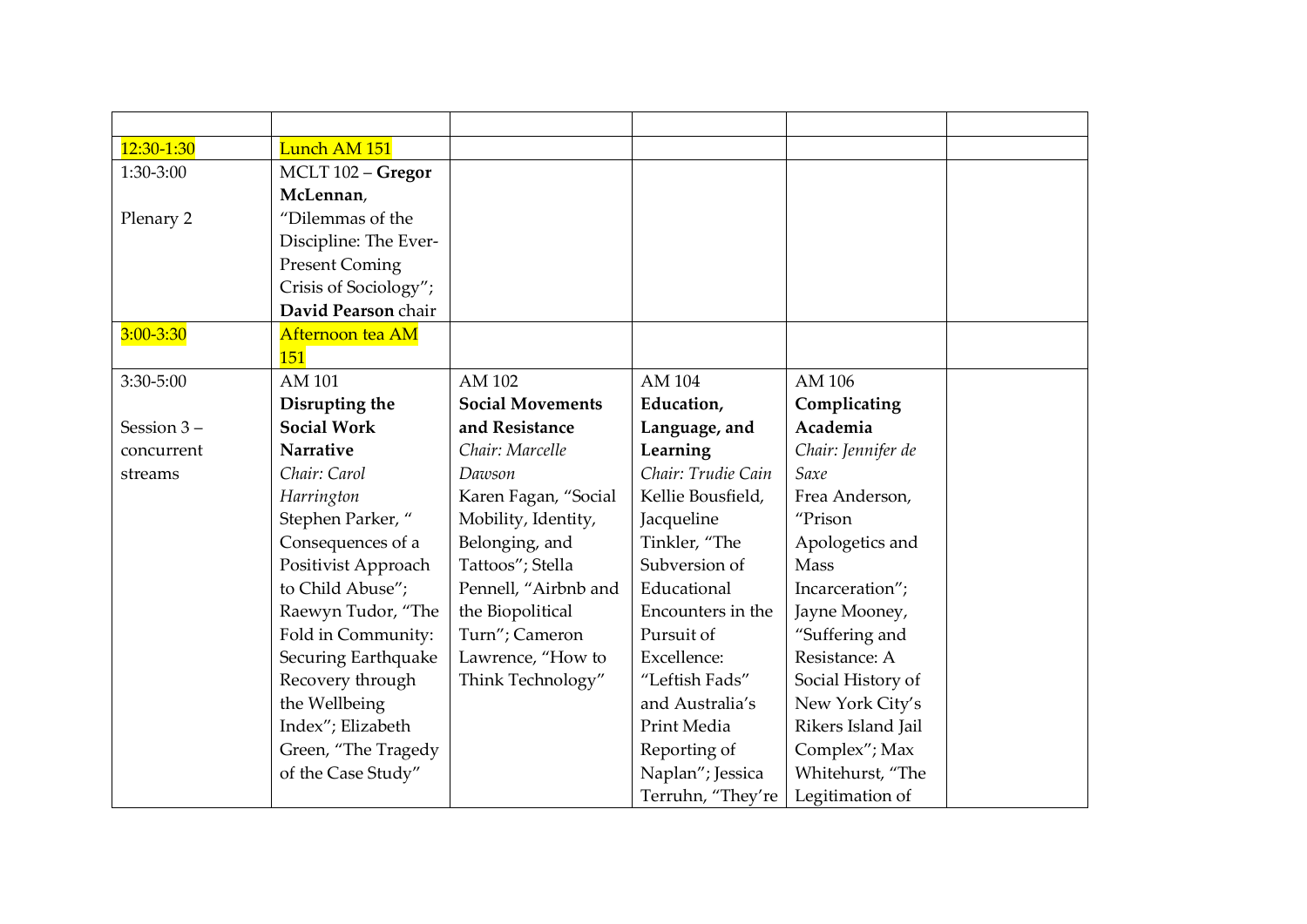| | | | | | |
|---|---|---|---|---|---|
| 12:30-1:30 | Lunch AM 151 | | | | |
| 1:30-3:00<br><br>Plenary 2 | MCLT 102 – **Gregor McLennan**, "Dilemmas of the Discipline: The Ever-Present Coming Crisis of Sociology"; **David Pearson** chair | | | | |
| 3:00-3:30 | Afternoon tea AM 151 | | | | |
| 3:30-5:00<br><br>Session 3 – concurrent streams | AM 101<br>**Disrupting the Social Work Narrative**<br>*Chair: Carol Harrington*<br>Stephen Parker, " Consequences of a Positivist Approach to Child Abuse"; Raewyn Tudor, "The Fold in Community: Securing Earthquake Recovery through the Wellbeing Index"; Elizabeth Green, "The Tragedy of the Case Study" | AM 102<br>**Social Movements and Resistance**<br>*Chair: Marcelle Dawson*<br>Karen Fagan, "Social Mobility, Identity, Belonging, and Tattoos"; Stella Pennell, "Airbnb and the Biopolitical Turn"; Cameron Lawrence, "How to Think Technology" | AM 104<br>**Education, Language, and Learning**<br>*Chair: Trudie Cain*<br>Kellie Bousfield, Jacqueline Tinkler, "The Subversion of Educational Encounters in the Pursuit of Excellence: "Leftish Fads" and Australia's Print Media Reporting of Naplan"; Jessica Terruhn, "They're | AM 106<br>**Complicating Academia**<br>*Chair: Jennifer de Saxe*<br>Frea Anderson, "Prison Apologetics and Mass Incarceration"; Jayne Mooney, "Suffering and Resistance: A Social History of New York City's Rikers Island Jail Complex"; Max Whitehurst, "The Legitimation of | |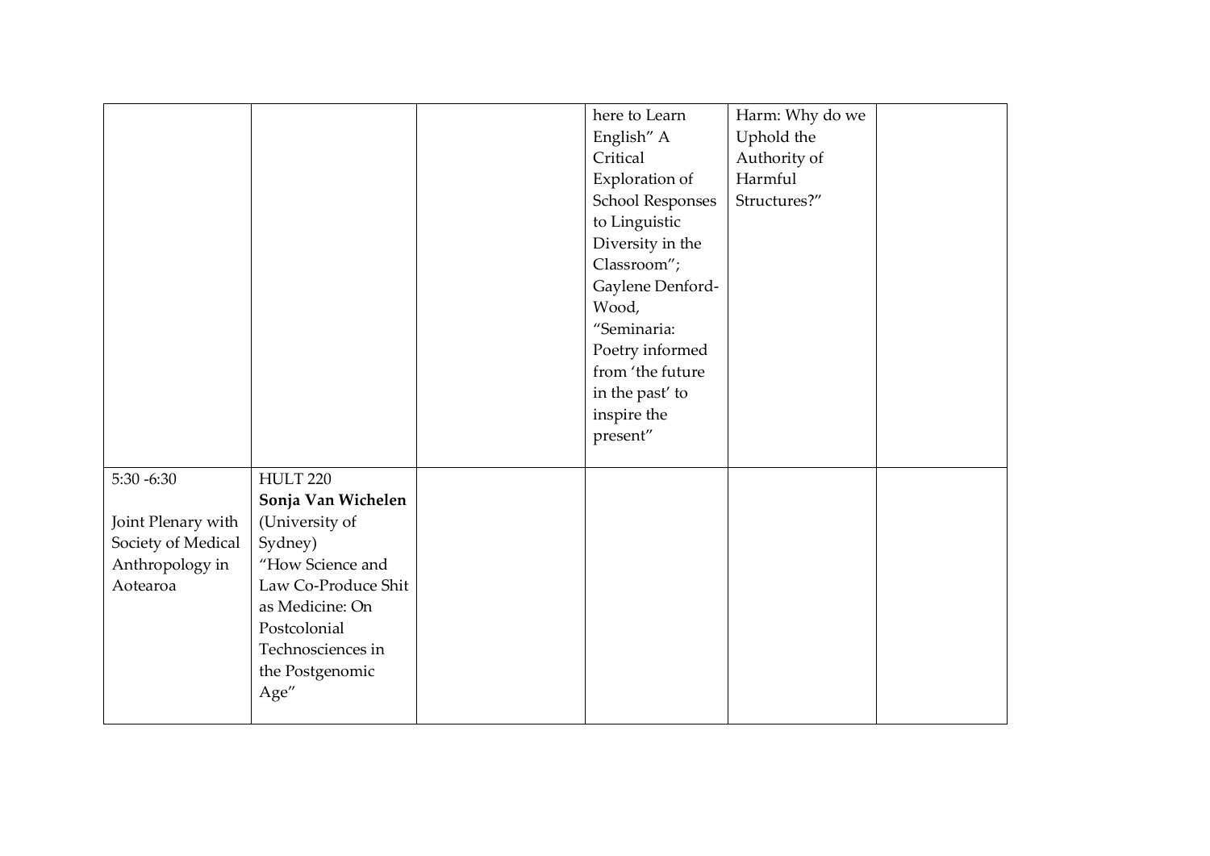| | | | | | |
|---|---|---|---|---|---|
| | | | here to Learn English" A Critical Exploration of School Responses to Linguistic Diversity in the Classroom"; Gaylene Denford-Wood, "Seminaria: Poetry informed from 'the future in the past' to inspire the present" | Harm: Why do we Uphold the Authority of Harmful Structures?" | |
| 5:30 -6:30<br><br>Joint Plenary with Society of Medical Anthropology in Aotearoa | HULT 220<br>**Sonja Van Wichelen** (University of Sydney)<br>"How Science and Law Co-Produce Shit as Medicine: On Postcolonial Technosciences in the Postgenomic Age" | | | | |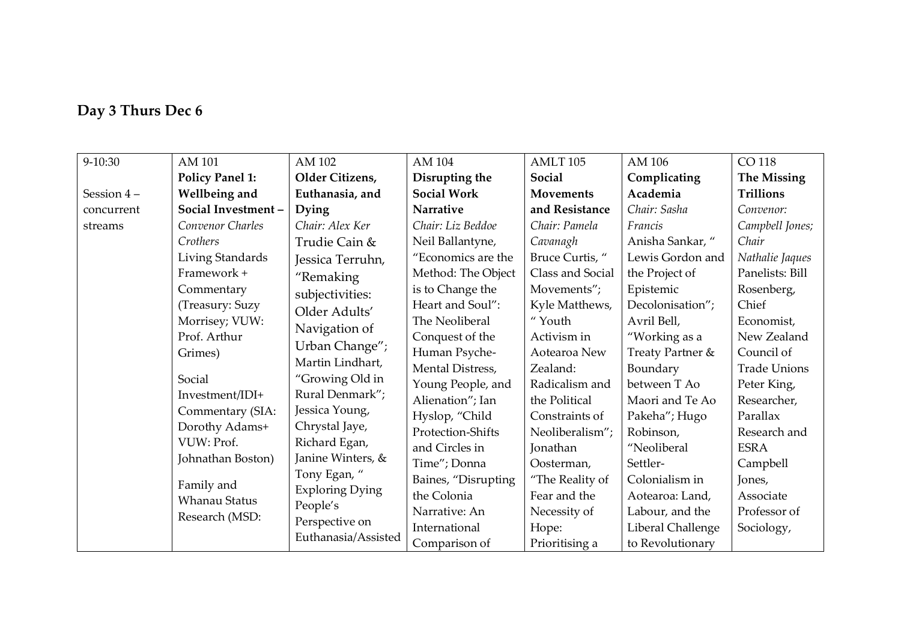## Day 3 Thurs Dec 6

| 9-10:30<br><br>Session 4 – concurrent streams | AM 101<br>**Policy Panel 1: Wellbeing and Social Investment –**<br>*Convenor Charles Crothers*<br>Living Standards Framework + Commentary (Treasury: Suzy Morrisey; VUW: Prof. Arthur Grimes)<br><br>Social Investment/IDI+ Commentary (SIA: Dorothy Adams+ VUW: Prof. Johnathan Boston)<br><br>Family and Whanau Status Research (MSD: | AM 102<br>**Older Citizens, Euthanasia, and Dying**<br>*Chair: Alex Ker*<br>Trudie Cain & Jessica Terruhn, “Remaking subjectivities: Older Adults’ Navigation of Urban Change”; Martin Lindhart, “Growing Old in Rural Denmark”; Jessica Young, Chrystal Jaye, Richard Egan, Janine Winters, & Tony Egan, “ Exploring Dying People’s Perspective on Euthanasia/Assisted | AM 104<br>**Disrupting the Social Work Narrative**<br>*Chair: Liz Beddoe*<br>Neil Ballantyne, “Economics are the Method: The Object is to Change the Heart and Soul”: The Neoliberal Conquest of the Human Psyche-Mental Distress, Young People, and Alienation”; Ian Hyslop, “Child Protection-Shifts and Circles in Time”; Donna Baines, “Disrupting the Colonia Narrative: An International Comparison of | AMLT 105<br>**Social Movements and Resistance**<br>*Chair: Pamela Cavanagh*<br>Bruce Curtis, “ Class and Social Movements”; Kyle Matthews, “ Youth Activism in Aotearoa New Zealand: Radicalism and the Political Constraints of Neoliberalism”; Jonathan Oosterman, “The Reality of Fear and the Necessity of Hope: Prioritising a | AM 106<br>**Complicating Academia**<br>*Chair: Sasha Francis*<br>Anisha Sankar, “ Lewis Gordon and the Project of Epistemic Decolonisation”; Avril Bell, “Working as a Treaty Partner & Boundary between T Ao Maori and Te Ao Pakeha”; Hugo Robinson, “Neoliberal Settler-Colonialism in Aotearoa: Land, Labour, and the Liberal Challenge to Revolutionary | CO 118<br>**The Missing Trillions**<br>*Convenor: Campbell Jones; Chair Nathalie Jaques*<br>Panelists: Bill Rosenberg, Chief Economist, New Zealand Council of Trade Unions<br>Peter King, Researcher, Parallax Research and ESRA<br>Campbell Jones, Associate Professor of Sociology, |
|---|---|---|---|---|---|---|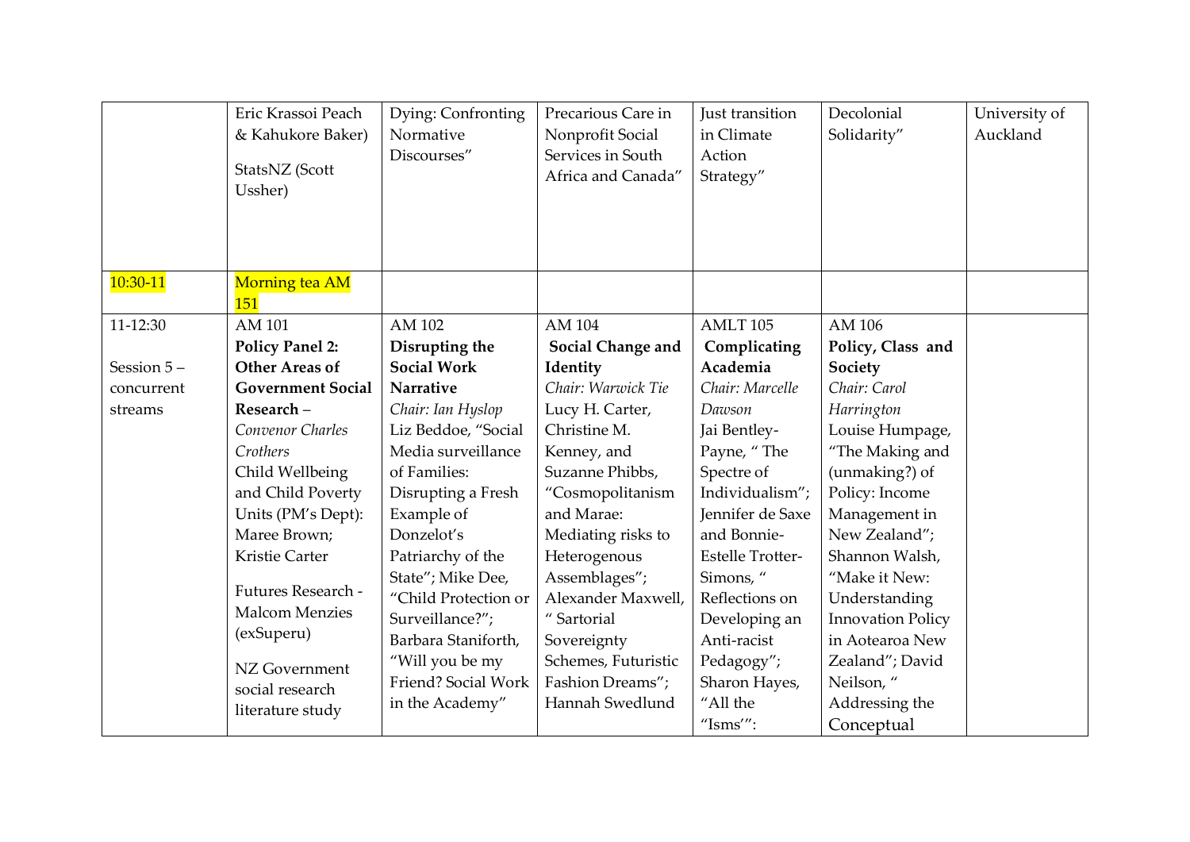|  | Eric Krassoi Peach & Kahukore Baker) StatsNZ (Scott Ussher) | Dying: Confronting Normative Discourses" | Precarious Care in Nonprofit Social Services in South Africa and Canada" | Just transition in Climate Action Strategy" | Decolonial Solidarity" | University of Auckland |
|---|---|---|---|---|---|---|
| 10:30-11 | Morning tea AM 151 |  |  |  |  |  |
| 11-12:30 Session 5 – concurrent streams | AM 101 **Policy Panel 2: Other Areas of Government Social Research** – *Convenor Charles Crothers* Child Wellbeing and Child Poverty Units (PM's Dept): Maree Brown; Kristie Carter Futures Research - Malcom Menzies (exSuperu) NZ Government social research literature study | AM 102 **Disrupting the Social Work Narrative** *Chair: Ian Hyslop* Liz Beddoe, "Social Media surveillance of Families: Disrupting a Fresh Example of Donzelot's Patriarchy of the State"; Mike Dee, "Child Protection or Surveillance?"; Barbara Staniforth, "Will you be my Friend? Social Work in the Academy" | AM 104 **Social Change and Identity** *Chair: Warwick Tie* Lucy H. Carter, Christine M. Kenney, and Suzanne Phibbs, "Cosmopolitanism and Marae: Mediating risks to Heterogenous Assemblages"; Alexander Maxwell, " Sartorial Sovereignty Schemes, Futuristic Fashion Dreams"; Hannah Swedlund | AMLT 105 **Complicating Academia** *Chair: Marcelle Dawson* Jai Bentley-Payne, " The Spectre of Individualism"; Jennifer de Saxe and Bonnie-Estelle Trotter-Simons, " Reflections on Developing an Anti-racist Pedagogy"; Sharon Hayes, "All the 'Isms'": | AM 106 **Policy, Class and Society** *Chair: Carol Harrington* Louise Humpage, "The Making and (unmaking?) of Policy: Income Management in New Zealand"; Shannon Walsh, "Make it New: Understanding Innovation Policy in Aotearoa New Zealand"; David Neilson, " Addressing the Conceptual |  |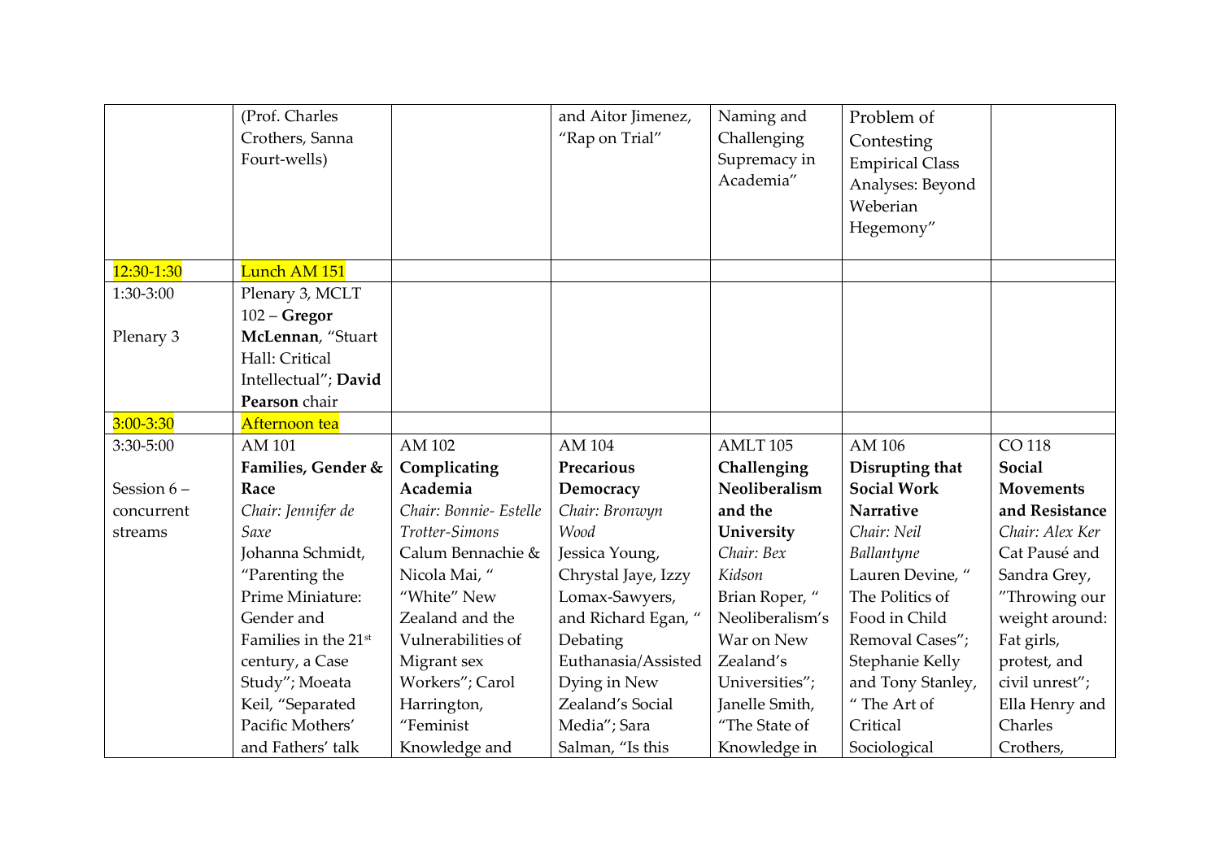| | | | | | | |
|---|---|---|---|---|---|---|
| | (Prof. Charles Crothers, Sanna Fourt-wells) | | and Aitor Jimenez, "Rap on Trial" | Naming and Challenging Supremacy in Academia" | Problem of Contesting Empirical Class Analyses: Beyond Weberian Hegemony" | |
| 12:30-1:30 | Lunch AM 151 | | | | | |
| 1:30-3:00<br><br>Plenary 3 | Plenary 3, MCLT 102 – **Gregor McLennan**, "Stuart Hall: Critical Intellectual"; **David Pearson** chair | | | | | |
| 3:00-3:30 | Afternoon tea | | | | | |
| 3:30-5:00<br><br>Session 6 – concurrent streams | AM 101<br>**Families, Gender & Race**<br>*Chair: Jennifer de Saxe*<br>Johanna Schmidt, "Parenting the Prime Miniature: Gender and Families in the 21st century, a Case Study"; Moeata Keil, "Separated Pacific Mothers' and Fathers' talk | AM 102<br>**Complicating Academia**<br>*Chair: Bonnie- Estelle Trotter-Simons*<br>Calum Bennachie & Nicola Mai, " "White" New Zealand and the Vulnerabilities of Migrant sex Workers"; Carol Harrington, "Feminist Knowledge and | AM 104<br>**Precarious Democracy**<br>*Chair: Bronwyn Wood*<br>Jessica Young, Chrystal Jaye, Izzy Lomax-Sawyers, and Richard Egan, " Debating Euthanasia/Assisted Dying in New Zealand's Social Media"; Sara Salman, "Is this | AMLT 105<br>**Challenging Neoliberalism and the University**<br>*Chair: Bex Kidson*<br>Brian Roper, " Neoliberalism's War on New Zealand's Universities"; Janelle Smith, "The State of Knowledge in | AM 106<br>**Disrupting that Social Work Narrative**<br>*Chair: Neil Ballantyne*<br>Lauren Devine, " The Politics of Food in Child Removal Cases"; Stephanie Kelly and Tony Stanley, " The Art of Critical Sociological | CO 118<br>**Social Movements and Resistance**<br>*Chair: Alex Ker*<br>Cat Pausé and Sandra Grey, "Throwing our weight around: Fat girls, protest, and civil unrest"; Ella Henry and Charles Crothers, |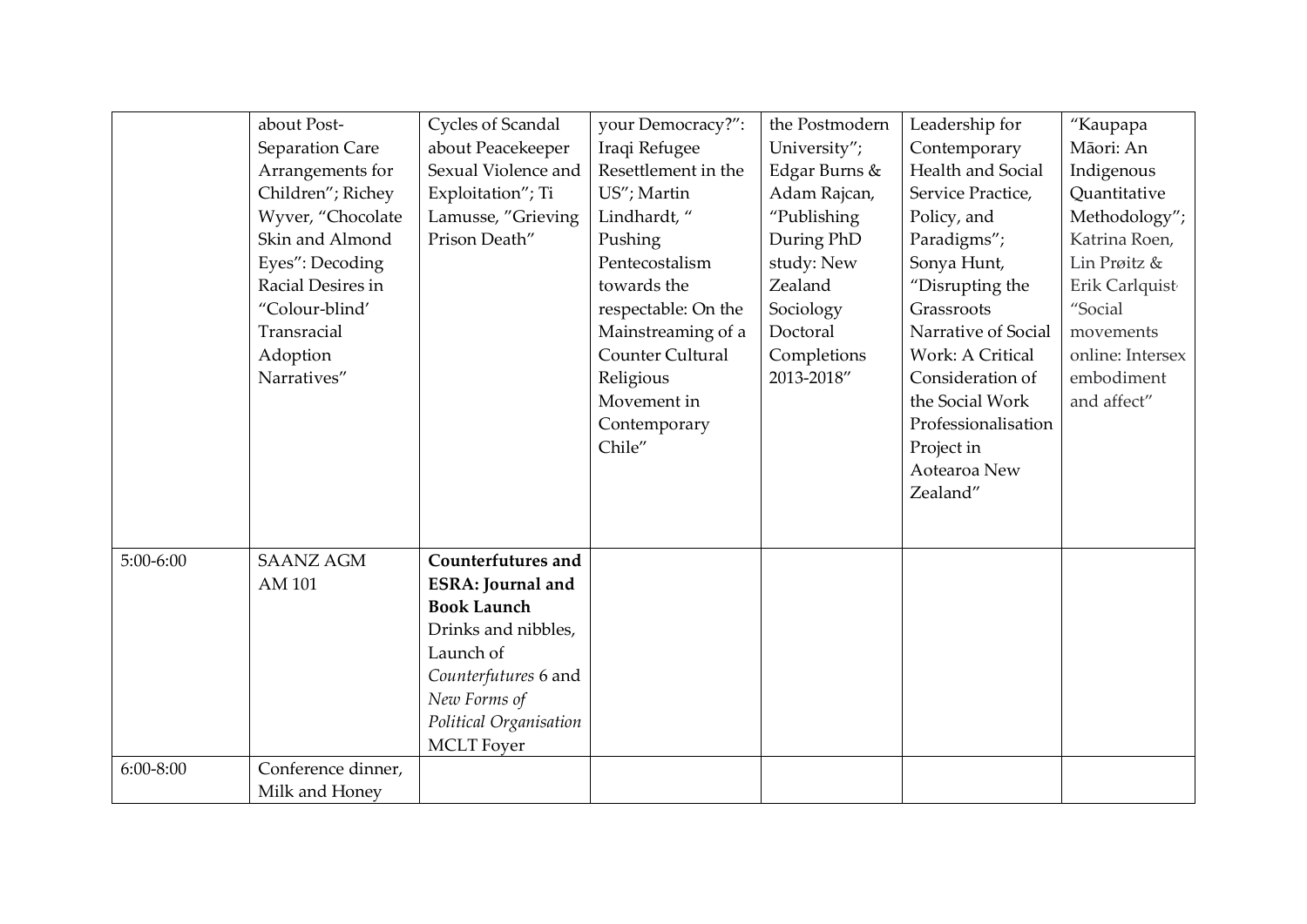| | | | | | | |
|---|---|---|---|---|---|---|
| | about Post-Separation Care Arrangements for Children"; Richey Wyver, "Chocolate Skin and Almond Eyes": Decoding Racial Desires in "Colour-blind' Transracial Adoption Narratives" | Cycles of Scandal about Peacekeeper Sexual Violence and Exploitation"; Ti Lamusse, "Grieving Prison Death" | your Democracy?": Iraqi Refugee Resettlement in the US"; Martin Lindhardt, " Pushing Pentecostalism towards the respectable: On the Mainstreaming of a Counter Cultural Religious Movement in Contemporary Chile" | the Postmodern University"; Edgar Burns & Adam Rajcan, "Publishing During PhD study: New Zealand Sociology Doctoral Completions 2013-2018" | Leadership for Contemporary Health and Social Service Practice, Policy, and Paradigms"; Sonya Hunt, "Disrupting the Grassroots Narrative of Social Work: A Critical Consideration of the Social Work Professionalisation Project in Aotearoa New Zealand" | "Kaupapa Māori: An Indigenous Quantitative Methodology"; Katrina Roen, Lin Prøitz & Erik Carlquist "Social movements online: Intersex embodiment and affect" |
| 5:00-6:00 | SAANZ AGM AM 101 | **Counterfutures and ESRA: Journal and Book Launch** Drinks and nibbles, Launch of *Counterfutures* 6 and *New Forms of Political Organisation* MCLT Foyer | | | | |
| 6:00-8:00 | Conference dinner, Milk and Honey | | | | | |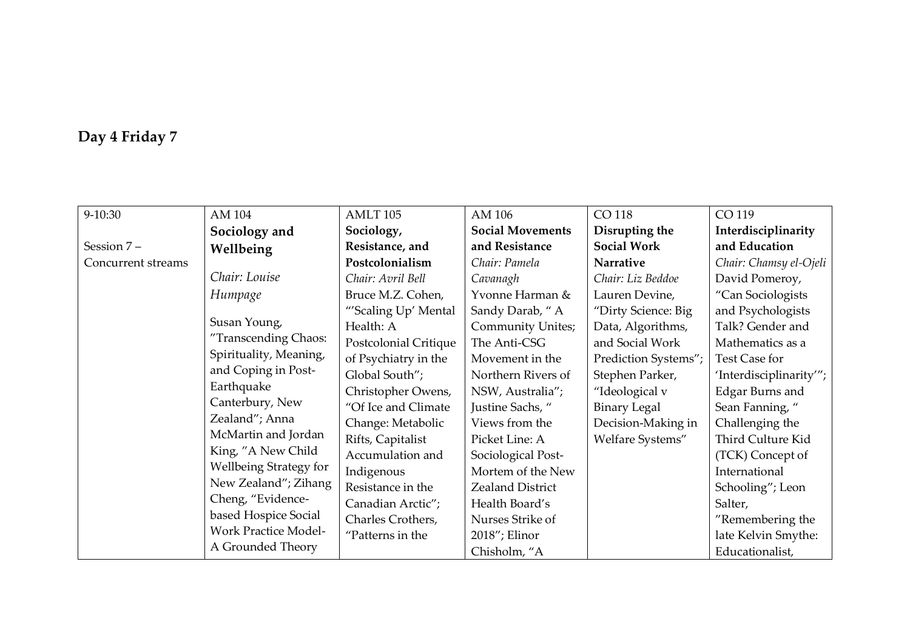## Day 4 Friday 7

| 9-10:30<br><br>Session 7 – Concurrent streams | AM 104<br>**Sociology and Wellbeing**<br><br>*Chair: Louise Humpage*<br><br>Susan Young, "Transcending Chaos: Spirituality, Meaning, and Coping in Post-Earthquake Canterbury, New Zealand"; Anna McMartin and Jordan King, "A New Child Wellbeing Strategy for New Zealand"; Zihang Cheng, "Evidence-based Hospice Social Work Practice Model- A Grounded Theory | AMLT 105<br>**Sociology, Resistance, and Postcolonialism**<br>*Chair: Avril Bell*<br>Bruce M.Z. Cohen, "'Scaling Up' Mental Health: A Postcolonial Critique of Psychiatry in the Global South"; Christopher Owens, "Of Ice and Climate Change: Metabolic Rifts, Capitalist Accumulation and Indigenous Resistance in the Canadian Arctic"; Charles Crothers, "Patterns in the | AM 106<br>**Social Movements and Resistance**<br>*Chair: Pamela Cavanagh*<br>Yvonne Harman & Sandy Darab, " A Community Unites; The Anti-CSG Movement in the Northern Rivers of NSW, Australia"; Justine Sachs, " Views from the Picket Line: A Sociological Post-Mortem of the New Zealand District Health Board's Nurses Strike of 2018"; Elinor Chisholm, "A | CO 118<br>**Disrupting the Social Work Narrative**<br>*Chair: Liz Beddoe*<br>Lauren Devine, "Dirty Science: Big Data, Algorithms, and Social Work Prediction Systems"; Stephen Parker, "Ideological v Binary Legal Decision-Making in Welfare Systems" | CO 119<br>**Interdisciplinarity and Education**<br>*Chair: Chamsy el-Ojeli*<br>David Pomeroy, "Can Sociologists and Psychologists Talk? Gender and Mathematics as a Test Case for 'Interdisciplinarity'"; Edgar Burns and Sean Fanning, " Challenging the Third Culture Kid (TCK) Concept of International Schooling"; Leon Salter, "Remembering the late Kelvin Smythe: Educationalist, |
|---|---|---|---|---|---|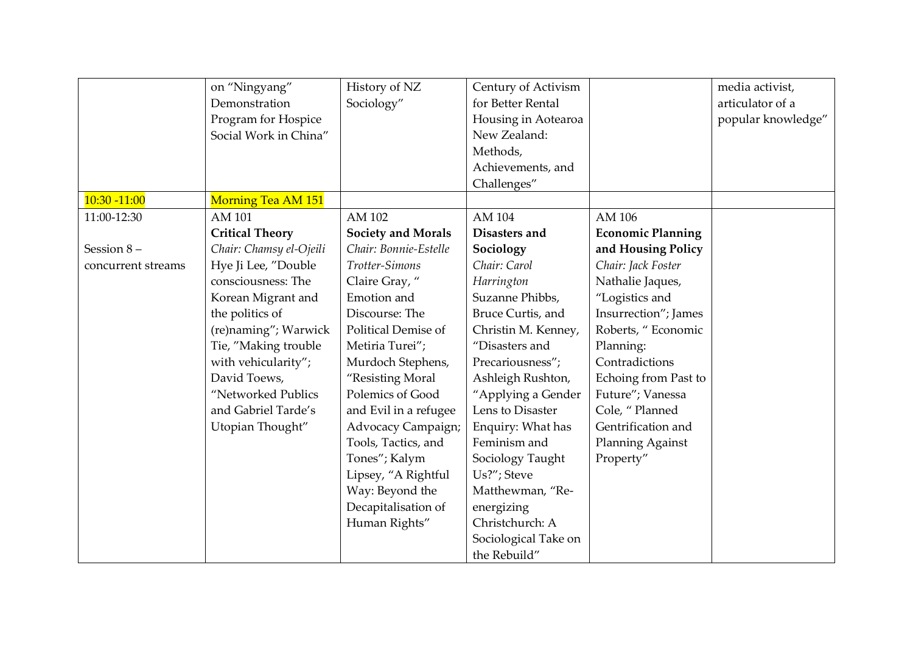| | | | | | |
|---|---|---|---|---|---|
| | on "Ningyang" Demonstration Program for Hospice Social Work in China" | History of NZ Sociology" | Century of Activism for Better Rental Housing in Aotearoa New Zealand: Methods, Achievements, and Challenges" | | media activist, articulator of a popular knowledge" |
| 10:30 -11:00 | Morning Tea AM 151 | | | | |
| 11:00-12:30<br><br>Session 8 – concurrent streams | AM 101<br>**Critical Theory**<br>*Chair: Chamsy el-Ojeili*<br>Hye Ji Lee, "Double consciousness: The Korean Migrant and the politics of (re)naming"; Warwick Tie, "Making trouble with vehicularity"; David Toews, "Networked Publics and Gabriel Tarde's Utopian Thought" | AM 102<br>**Society and Morals**<br>*Chair: Bonnie-Estelle Trotter-Simons*<br>Claire Gray, " Emotion and Discourse: The Political Demise of Metiria Turei"; Murdoch Stephens, "Resisting Moral Polemics of Good and Evil in a refugee Advocacy Campaign; Tools, Tactics, and Tones"; Kalym Lipsey, "A Rightful Way: Beyond the Decapitalisation of Human Rights" | AM 104<br>**Disasters and Sociology**<br>*Chair: Carol Harrington*<br>Suzanne Phibbs, Bruce Curtis, and Christin M. Kenney, "Disasters and Precariousness"; Ashleigh Rushton, "Applying a Gender Lens to Disaster Enquiry: What has Feminism and Sociology Taught Us?"; Steve Matthewman, "Re-energizing Christchurch: A Sociological Take on the Rebuild" | AM 106<br>**Economic Planning and Housing Policy**<br>*Chair: Jack Foster*<br>Nathalie Jaques, "Logistics and Insurrection"; James Roberts, " Economic Planning: Contradictions Echoing from Past to Future"; Vanessa Cole, " Planned Gentrification and Planning Against Property" | |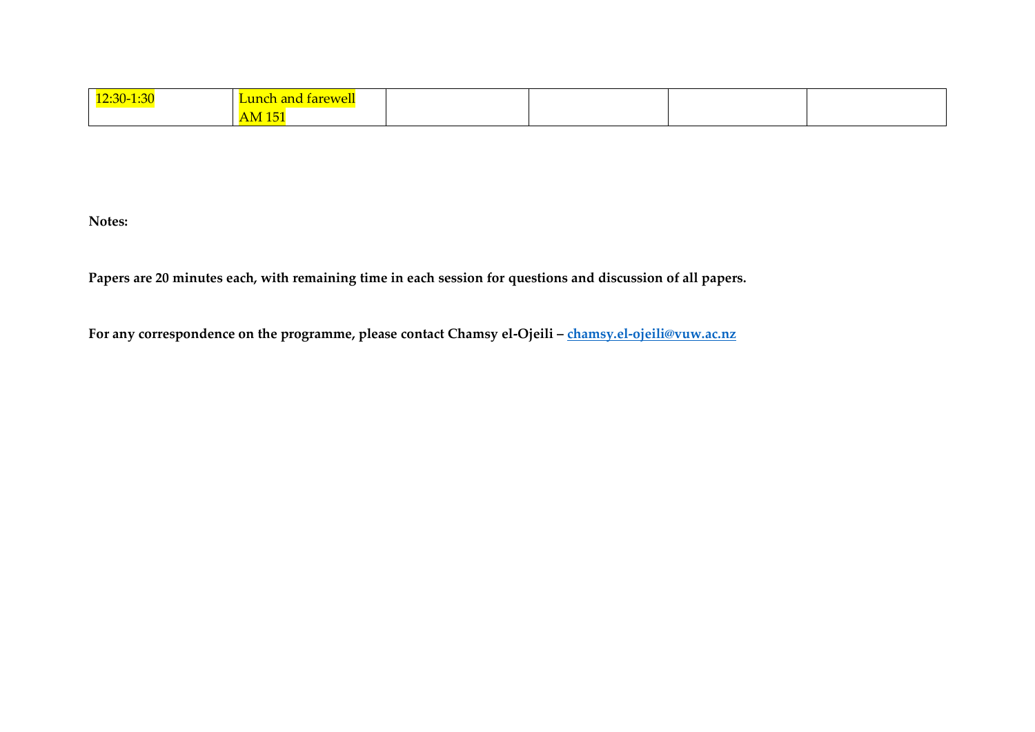| | | | | | |
|---|---|---|---|---|---|
| 12:30-1:30 | Lunch and farewell AM 151 | | | | |

**Notes:**

**Papers are 20 minutes each, with remaining time in each session for questions and discussion of all papers.**

**For any correspondence on the programme, please contact Chamsy el-Ojeili – chamsy.el-ojeili@vuw.ac.nz**